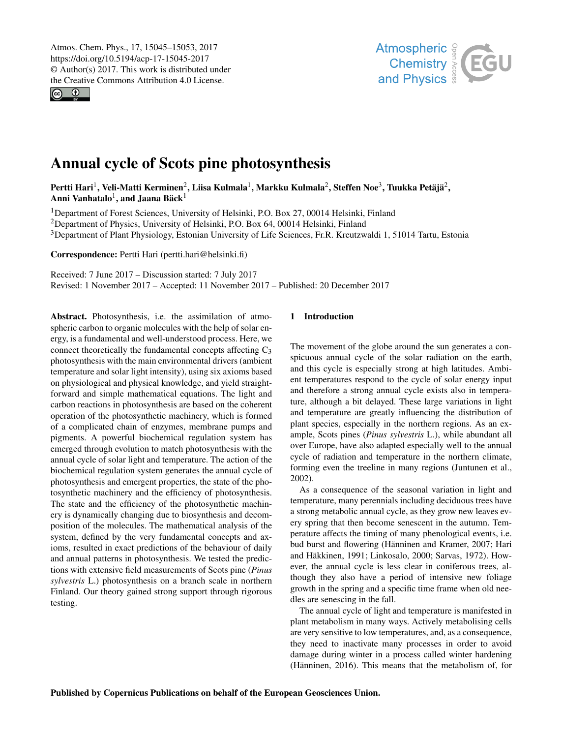# Annual cycle of Scots pine photosynthesis

**Pertti Hari[1], Veli-Matti Kerminen[2], Liisa Kulmala[1], Markku Kulmala[2], Steffen Noe[3], Tuukka Petäjä[2], Anni Vanhatalo[1], and Jaana Bäck[1]**

[1]Department of Forest Sciences, University of Helsinki, P.O. Box 27, 00014 Helsinki, Finland
[2]Department of Physics, University of Helsinki, P.O. Box 64, 00014 Helsinki, Finland
[3]Department of Plant Physiology, Estonian University of Life Sciences, Fr.R. Kreutzwaldi 1, 51014 Tartu, Estonia

**Correspondence:** Pertti Hari (pertti.hari@helsinki.fi)

Received: 7 June 2017 – Discussion started: 7 July 2017
Revised: 1 November 2017 – Accepted: 11 November 2017 – Published: 20 December 2017

**Abstract.** Photosynthesis, i.e. the assimilation of atmospheric carbon to organic molecules with the help of solar energy, is a fundamental and well-understood process. Here, we connect theoretically the fundamental concepts affecting $C_3$ photosynthesis with the main environmental drivers (ambient temperature and solar light intensity), using six axioms based on physiological and physical knowledge, and yield straightforward and simple mathematical equations. The light and carbon reactions in photosynthesis are based on the coherent operation of the photosynthetic machinery, which is formed of a complicated chain of enzymes, membrane pumps and pigments. A powerful biochemical regulation system has emerged through evolution to match photosynthesis with the annual cycle of solar light and temperature. The action of the biochemical regulation system generates the annual cycle of photosynthesis and emergent properties, the state of the photosynthetic machinery and the efficiency of photosynthesis. The state and the efficiency of the photosynthetic machinery is dynamically changing due to biosynthesis and decomposition of the molecules. The mathematical analysis of the system, defined by the very fundamental concepts and axioms, resulted in exact predictions of the behaviour of daily and annual patterns in photosynthesis. We tested the predictions with extensive field measurements of Scots pine (*Pinus sylvestris* L.) photosynthesis on a branch scale in northern Finland. Our theory gained strong support through rigorous testing.

## 1 Introduction

The movement of the globe around the sun generates a conspicuous annual cycle of the solar radiation on the earth, and this cycle is especially strong at high latitudes. Ambient temperatures respond to the cycle of solar energy input and therefore a strong annual cycle exists also in temperature, although a bit delayed. These large variations in light and temperature are greatly influencing the distribution of plant species, especially in the northern regions. As an example, Scots pines (*Pinus sylvestris* L.), while abundant all over Europe, have also adapted especially well to the annual cycle of radiation and temperature in the northern climate, forming even the treeline in many regions (Juntunen et al., 2002).

As a consequence of the seasonal variation in light and temperature, many perennials including deciduous trees have a strong metabolic annual cycle, as they grow new leaves every spring that then become senescent in the autumn. Temperature affects the timing of many phenological events, i.e. bud burst and flowering (Hänninen and Kramer, 2007; Hari and Häkkinen, 1991; Linkosalo, 2000; Sarvas, 1972). However, the annual cycle is less clear in coniferous trees, although they also have a period of intensive new foliage growth in the spring and a specific time frame when old needles are senescing in the fall.

The annual cycle of light and temperature is manifested in plant metabolism in many ways. Actively metabolising cells are very sensitive to low temperatures, and, as a consequence, they need to inactivate many processes in order to avoid damage during winter in a process called winter hardening (Hänninen, 2016). This means that the metabolism of, for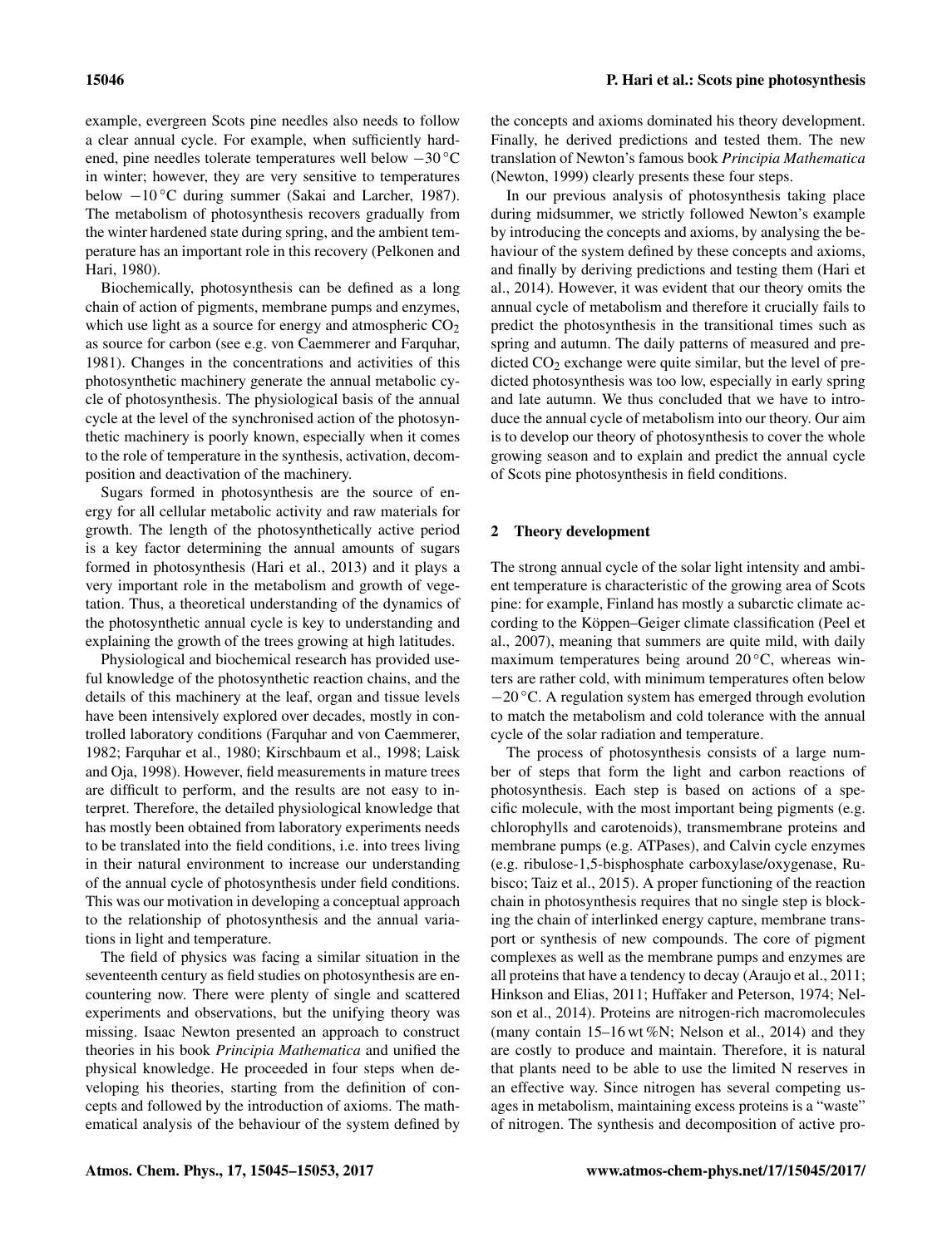example, evergreen Scots pine needles also needs to follow a clear annual cycle. For example, when sufficiently hardened, pine needles tolerate temperatures well below −30 °C in winter; however, they are very sensitive to temperatures below −10 °C during summer (Sakai and Larcher, 1987). The metabolism of photosynthesis recovers gradually from the winter hardened state during spring, and the ambient temperature has an important role in this recovery (Pelkonen and Hari, 1980).

Biochemically, photosynthesis can be defined as a long chain of action of pigments, membrane pumps and enzymes, which use light as a source for energy and atmospheric $CO_2$ as source for carbon (see e.g. von Caemmerer and Farquhar, 1981). Changes in the concentrations and activities of this photosynthetic machinery generate the annual metabolic cycle of photosynthesis. The physiological basis of the annual cycle at the level of the synchronised action of the photosynthetic machinery is poorly known, especially when it comes to the role of temperature in the synthesis, activation, decomposition and deactivation of the machinery.

Sugars formed in photosynthesis are the source of energy for all cellular metabolic activity and raw materials for growth. The length of the photosynthetically active period is a key factor determining the annual amounts of sugars formed in photosynthesis (Hari et al., 2013) and it plays a very important role in the metabolism and growth of vegetation. Thus, a theoretical understanding of the dynamics of the photosynthetic annual cycle is key to understanding and explaining the growth of the trees growing at high latitudes.

Physiological and biochemical research has provided useful knowledge of the photosynthetic reaction chains, and the details of this machinery at the leaf, organ and tissue levels have been intensively explored over decades, mostly in controlled laboratory conditions (Farquhar and von Caemmerer, 1982; Farquhar et al., 1980; Kirschbaum et al., 1998; Laisk and Oja, 1998). However, field measurements in mature trees are difficult to perform, and the results are not easy to interpret. Therefore, the detailed physiological knowledge that has mostly been obtained from laboratory experiments needs to be translated into the field conditions, i.e. into trees living in their natural environment to increase our understanding of the annual cycle of photosynthesis under field conditions. This was our motivation in developing a conceptual approach to the relationship of photosynthesis and the annual variations in light and temperature.

The field of physics was facing a similar situation in the seventeenth century as field studies on photosynthesis are encountering now. There were plenty of single and scattered experiments and observations, but the unifying theory was missing. Isaac Newton presented an approach to construct theories in his book *Principia Mathematica* and unified the physical knowledge. He proceeded in four steps when developing his theories, starting from the definition of concepts and followed by the introduction of axioms. The mathematical analysis of the behaviour of the system defined by the concepts and axioms dominated his theory development. Finally, he derived predictions and tested them. The new translation of Newton's famous book *Principia Mathematica* (Newton, 1999) clearly presents these four steps.

In our previous analysis of photosynthesis taking place during midsummer, we strictly followed Newton's example by introducing the concepts and axioms, by analysing the behaviour of the system defined by these concepts and axioms, and finally by deriving predictions and testing them (Hari et al., 2014). However, it was evident that our theory omits the annual cycle of metabolism and therefore it crucially fails to predict the photosynthesis in the transitional times such as spring and autumn. The daily patterns of measured and predicted $CO_2$ exchange were quite similar, but the level of predicted photosynthesis was too low, especially in early spring and late autumn. We thus concluded that we have to introduce the annual cycle of metabolism into our theory. Our aim is to develop our theory of photosynthesis to cover the whole growing season and to explain and predict the annual cycle of Scots pine photosynthesis in field conditions.

## 2 Theory development

The strong annual cycle of the solar light intensity and ambient temperature is characteristic of the growing area of Scots pine: for example, Finland has mostly a subarctic climate according to the Köppen–Geiger climate classification (Peel et al., 2007), meaning that summers are quite mild, with daily maximum temperatures being around 20 °C, whereas winters are rather cold, with minimum temperatures often below −20 °C. A regulation system has emerged through evolution to match the metabolism and cold tolerance with the annual cycle of the solar radiation and temperature.

The process of photosynthesis consists of a large number of steps that form the light and carbon reactions of photosynthesis. Each step is based on actions of a specific molecule, with the most important being pigments (e.g. chlorophylls and carotenoids), transmembrane proteins and membrane pumps (e.g. ATPases), and Calvin cycle enzymes (e.g. ribulose-1,5-bisphosphate carboxylase/oxygenase, Rubisco; Taiz et al., 2015). A proper functioning of the reaction chain in photosynthesis requires that no single step is blocking the chain of interlinked energy capture, membrane transport or synthesis of new compounds. The core of pigment complexes as well as the membrane pumps and enzymes are all proteins that have a tendency to decay (Araujo et al., 2011; Hinkson and Elias, 2011; Huffaker and Peterson, 1974; Nelson et al., 2014). Proteins are nitrogen-rich macromolecules (many contain 15–16 wt %N; Nelson et al., 2014) and they are costly to produce and maintain. Therefore, it is natural that plants need to be able to use the limited N reserves in an effective way. Since nitrogen has several competing usages in metabolism, maintaining excess proteins is a "waste" of nitrogen. The synthesis and decomposition of active pro-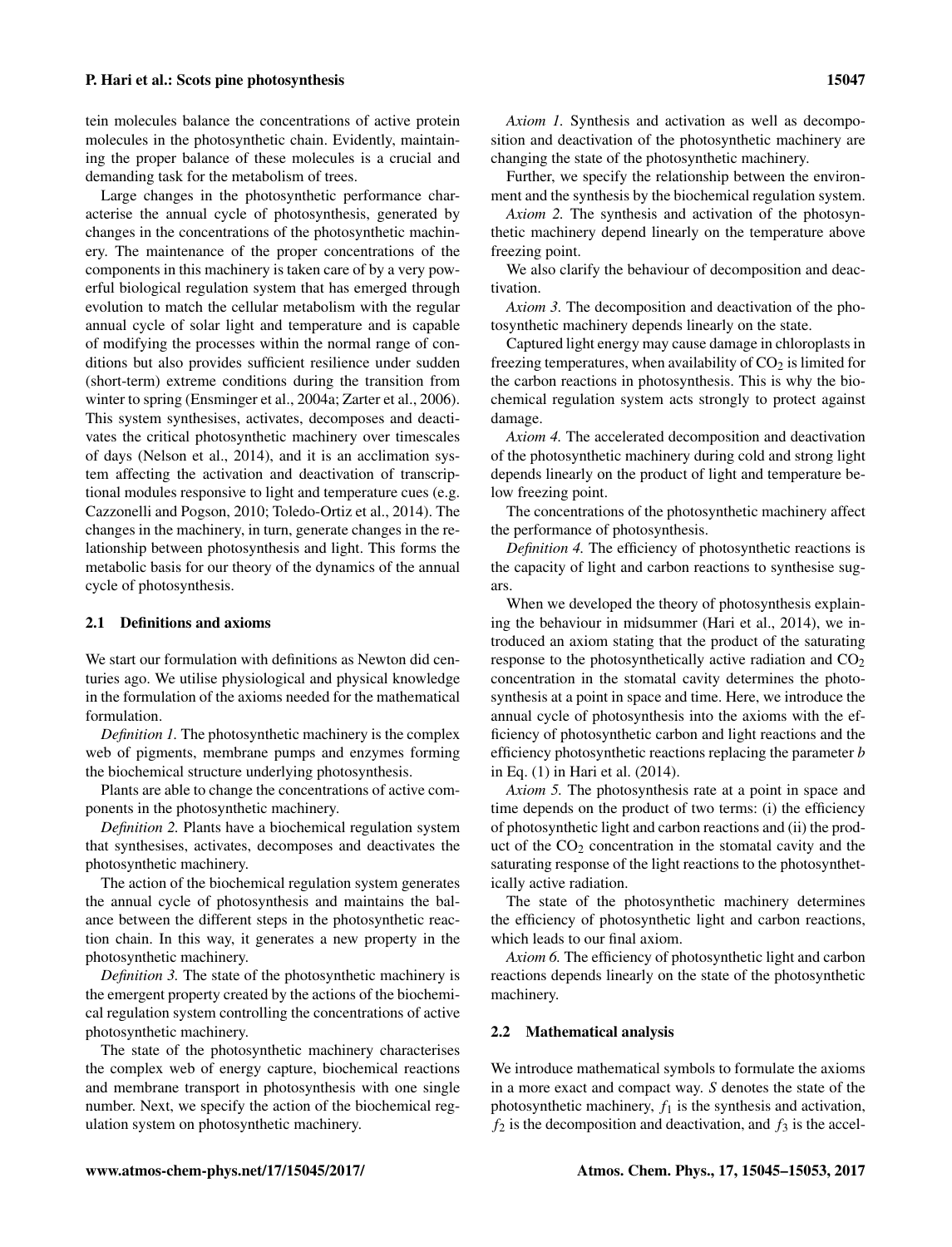tein molecules balance the concentrations of active protein molecules in the photosynthetic chain. Evidently, maintaining the proper balance of these molecules is a crucial and demanding task for the metabolism of trees.

Large changes in the photosynthetic performance characterise the annual cycle of photosynthesis, generated by changes in the concentrations of the photosynthetic machinery. The maintenance of the proper concentrations of the components in this machinery is taken care of by a very powerful biological regulation system that has emerged through evolution to match the cellular metabolism with the regular annual cycle of solar light and temperature and is capable of modifying the processes within the normal range of conditions but also provides sufficient resilience under sudden (short-term) extreme conditions during the transition from winter to spring (Ensminger et al., 2004a; Zarter et al., 2006). This system synthesises, activates, decomposes and deactivates the critical photosynthetic machinery over timescales of days (Nelson et al., 2014), and it is an acclimation system affecting the activation and deactivation of transcriptional modules responsive to light and temperature cues (e.g. Cazzonelli and Pogson, 2010; Toledo-Ortiz et al., 2014). The changes in the machinery, in turn, generate changes in the relationship between photosynthesis and light. This forms the metabolic basis for our theory of the dynamics of the annual cycle of photosynthesis.

### 2.1 Definitions and axioms

We start our formulation with definitions as Newton did centuries ago. We utilise physiological and physical knowledge in the formulation of the axioms needed for the mathematical formulation.

*Definition 1.* The photosynthetic machinery is the complex web of pigments, membrane pumps and enzymes forming the biochemical structure underlying photosynthesis.

Plants are able to change the concentrations of active components in the photosynthetic machinery.

*Definition 2.* Plants have a biochemical regulation system that synthesises, activates, decomposes and deactivates the photosynthetic machinery.

The action of the biochemical regulation system generates the annual cycle of photosynthesis and maintains the balance between the different steps in the photosynthetic reaction chain. In this way, it generates a new property in the photosynthetic machinery.

*Definition 3.* The state of the photosynthetic machinery is the emergent property created by the actions of the biochemical regulation system controlling the concentrations of active photosynthetic machinery.

The state of the photosynthetic machinery characterises the complex web of energy capture, biochemical reactions and membrane transport in photosynthesis with one single number. Next, we specify the action of the biochemical regulation system on photosynthetic machinery.

*Axiom 1.* Synthesis and activation as well as decomposition and deactivation of the photosynthetic machinery are changing the state of the photosynthetic machinery.

Further, we specify the relationship between the environment and the synthesis by the biochemical regulation system.

*Axiom 2.* The synthesis and activation of the photosynthetic machinery depend linearly on the temperature above freezing point.

We also clarify the behaviour of decomposition and deactivation.

*Axiom 3.* The decomposition and deactivation of the photosynthetic machinery depends linearly on the state.

Captured light energy may cause damage in chloroplasts in freezing temperatures, when availability of $CO_2$ is limited for the carbon reactions in photosynthesis. This is why the biochemical regulation system acts strongly to protect against damage.

*Axiom 4.* The accelerated decomposition and deactivation of the photosynthetic machinery during cold and strong light depends linearly on the product of light and temperature below freezing point.

The concentrations of the photosynthetic machinery affect the performance of photosynthesis.

*Definition 4.* The efficiency of photosynthetic reactions is the capacity of light and carbon reactions to synthesise sugars.

When we developed the theory of photosynthesis explaining the behaviour in midsummer (Hari et al., 2014), we introduced an axiom stating that the product of the saturating response to the photosynthetically active radiation and $CO_2$ concentration in the stomatal cavity determines the photosynthesis at a point in space and time. Here, we introduce the annual cycle of photosynthesis into the axioms with the efficiency of photosynthetic carbon and light reactions and the efficiency photosynthetic reactions replacing the parameter $b$ in Eq. (1) in Hari et al. (2014).

*Axiom 5.* The photosynthesis rate at a point in space and time depends on the product of two terms: (i) the efficiency of photosynthetic light and carbon reactions and (ii) the product of the $CO_2$ concentration in the stomatal cavity and the saturating response of the light reactions to the photosynthetically active radiation.

The state of the photosynthetic machinery determines the efficiency of photosynthetic light and carbon reactions, which leads to our final axiom.

*Axiom 6.* The efficiency of photosynthetic light and carbon reactions depends linearly on the state of the photosynthetic machinery.

### 2.2 Mathematical analysis

We introduce mathematical symbols to formulate the axioms in a more exact and compact way. $S$ denotes the state of the photosynthetic machinery, $f_1$ is the synthesis and activation, $f_2$ is the decomposition and deactivation, and $f_3$ is the accel-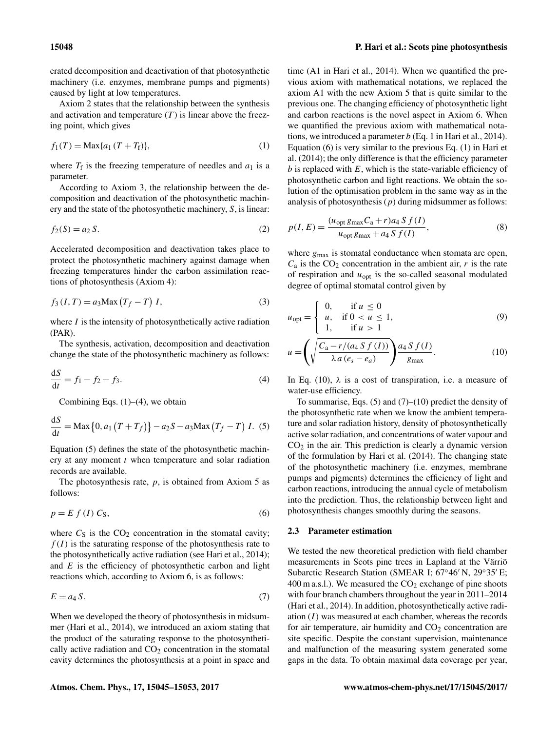erated decomposition and deactivation of that photosynthetic machinery (i.e. enzymes, membrane pumps and pigments) caused by light at low temperatures.

Axiom 2 states that the relationship between the synthesis and activation and temperature ($T$) is linear above the freezing point, which gives

$$f_1(T) = \text{Max}\{a_1\,(T + T_\text{f})\}, \tag{1}$$

where $T_\text{f}$ is the freezing temperature of needles and $a_1$ is a parameter.

According to Axiom 3, the relationship between the decomposition and deactivation of the photosynthetic machinery and the state of the photosynthetic machinery, $S$, is linear:

$$f_2(S) = a_2\,S. \tag{2}$$

Accelerated decomposition and deactivation takes place to protect the photosynthetic machinery against damage when freezing temperatures hinder the carbon assimilation reactions of photosynthesis (Axiom 4):

$$f_3\,(I,T) = a_3 \text{Max}\left(T_f - T\right)\,I, \tag{3}$$

where $I$ is the intensity of photosynthetically active radiation (PAR).

The synthesis, activation, decomposition and deactivation change the state of the photosynthetic machinery as follows:

$$\frac{\text{d}S}{\text{d}t} = f_1 - f_2 - f_3. \tag{4}$$

Combining Eqs. (1)–(4), we obtain

$$\frac{\text{d}S}{\text{d}t} = \text{Max}\left\{0, a_1\left(T + T_f\right)\right\} - a_2 S - a_3 \text{Max}\left(T_f - T\right)\,I. \tag{5}$$

Equation (5) defines the state of the photosynthetic machinery at any moment $t$ when temperature and solar radiation records are available.

The photosynthesis rate, $p$, is obtained from Axiom 5 as follows:

$$p = E\,f\,(I)\,C_\text{S}, \tag{6}$$

where $C_\text{S}$ is the $CO_2$ concentration in the stomatal cavity; $f(I)$ is the saturating response of the photosynthesis rate to the photosynthetically active radiation (see Hari et al., 2014); and $E$ is the efficiency of photosynthetic carbon and light reactions which, according to Axiom 6, is as follows:

$$E = a_4\,S. \tag{7}$$

When we developed the theory of photosynthesis in midsummer (Hari et al., 2014), we introduced an axiom stating that the product of the saturating response to the photosynthetically active radiation and $CO_2$ concentration in the stomatal cavity determines the photosynthesis at a point in space and time (A1 in Hari et al., 2014). When we quantified the previous axiom with mathematical notations, we replaced the axiom A1 with the new Axiom 5 that is quite similar to the previous one. The changing efficiency of photosynthetic light and carbon reactions is the novel aspect in Axiom 6. When we quantified the previous axiom with mathematical notations, we introduced a parameter $b$ (Eq. 1 in Hari et al., 2014). Equation (6) is very similar to the previous Eq. (1) in Hari et al. (2014); the only difference is that the efficiency parameter $b$ is replaced with $E$, which is the state-variable efficiency of photosynthetic carbon and light reactions. We obtain the solution of the optimisation problem in the same way as in the analysis of photosynthesis ($p$) during midsummer as follows:

$$p(I,E) = \frac{(u_\text{opt}\,g_\text{max} C_\text{a} + r) a_4\,S\,f(I)}{u_\text{opt}\,g_\text{max} + a_4\,S\,f(I)}, \tag{8}$$

where $g_\text{max}$ is stomatal conductance when stomata are open, $C_\text{a}$ is the $CO_2$ concentration in the ambient air, $r$ is the rate of respiration and $u_\text{opt}$ is the so-called seasonal modulated degree of optimal stomatal control given by

$$u_\text{opt} = \begin{cases} 0, & \text{if } u \le 0 \\ u, & \text{if } 0 < u \le 1, \\ 1, & \text{if } u > 1 \end{cases} \tag{9}$$

$$u = \left(\sqrt{\frac{C_\text{a} - r/(a_4\,S\,f\,(I))}{\lambda\,a\,(e_s - e_a)}}\right)\frac{a_4\,S\,f(I)}{g_\text{max}}. \tag{10}$$

In Eq. (10), $\lambda$ is a cost of transpiration, i.e. a measure of water-use efficiency.

To summarise, Eqs. (5) and (7)–(10) predict the density of the photosynthetic rate when we know the ambient temperature and solar radiation history, density of photosynthetically active solar radiation, and concentrations of water vapour and $CO_2$ in the air. This prediction is clearly a dynamic version of the formulation by Hari et al. (2014). The changing state of the photosynthetic machinery (i.e. enzymes, membrane pumps and pigments) determines the efficiency of light and carbon reactions, introducing the annual cycle of metabolism into the prediction. Thus, the relationship between light and photosynthesis changes smoothly during the seasons.

### 2.3 Parameter estimation

We tested the new theoretical prediction with field chamber measurements in Scots pine trees in Lapland at the Värriö Subarctic Research Station (SMEAR I; 67°46′ N, 29°35′ E; 400 m a.s.l.). We measured the $CO_2$ exchange of pine shoots with four branch chambers throughout the year in 2011–2014 (Hari et al., 2014). In addition, photosynthetically active radiation ($I$) was measured at each chamber, whereas the records for air temperature, air humidity and $CO_2$ concentration are site specific. Despite the constant supervision, maintenance and malfunction of the measuring system generated some gaps in the data. To obtain maximal data coverage per year,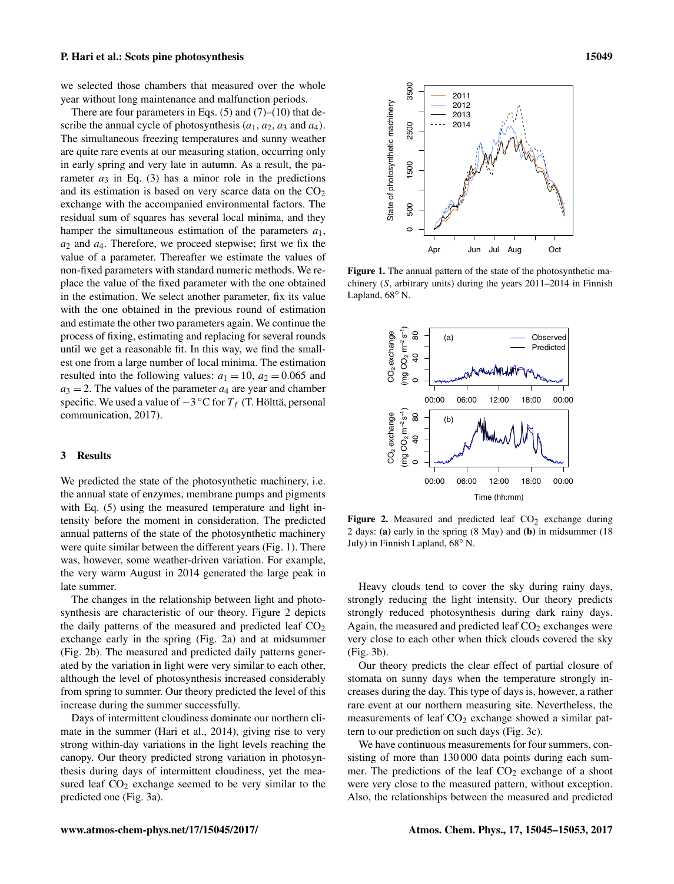we selected those chambers that measured over the whole year without long maintenance and malfunction periods.

There are four parameters in Eqs. (5) and (7)–(10) that describe the annual cycle of photosynthesis ($a_1$, $a_2$, $a_3$ and $a_4$). The simultaneous freezing temperatures and sunny weather are quite rare events at our measuring station, occurring only in early spring and very late in autumn. As a result, the parameter $a_3$ in Eq. (3) has a minor role in the predictions and its estimation is based on very scarce data on the $CO_2$ exchange with the accompanied environmental factors. The residual sum of squares has several local minima, and they hamper the simultaneous estimation of the parameters $a_1$, $a_2$ and $a_4$. Therefore, we proceed stepwise; first we fix the value of a parameter. Thereafter we estimate the values of non-fixed parameters with standard numeric methods. We replace the value of the fixed parameter with the one obtained in the estimation. We select another parameter, fix its value with the one obtained in the previous round of estimation and estimate the other two parameters again. We continue the process of fixing, estimating and replacing for several rounds until we get a reasonable fit. In this way, we find the smallest one from a large number of local minima. The estimation resulted into the following values: $a_1 = 10$, $a_2 = 0.065$ and $a_3 = 2$. The values of the parameter $a_4$ are year and chamber specific. We used a value of $-3\,°C$ for $T_f$ (T. Hölttä, personal communication, 2017).

## 3 Results

We predicted the state of the photosynthetic machinery, i.e. the annual state of enzymes, membrane pumps and pigments with Eq. (5) using the measured temperature and light intensity before the moment in consideration. The predicted annual patterns of the state of the photosynthetic machinery were quite similar between the different years (Fig. 1). There was, however, some weather-driven variation. For example, the very warm August in 2014 generated the large peak in late summer.

The changes in the relationship between light and photosynthesis are characteristic of our theory. Figure 2 depicts the daily patterns of the measured and predicted leaf $CO_2$ exchange early in the spring (Fig. 2a) and at midsummer (Fig. 2b). The measured and predicted daily patterns generated by the variation in light were very similar to each other, although the level of photosynthesis increased considerably from spring to summer. Our theory predicted the level of this increase during the summer successfully.

Days of intermittent cloudiness dominate our northern climate in the summer (Hari et al., 2014), giving rise to very strong within-day variations in the light levels reaching the canopy. Our theory predicted strong variation in photosynthesis during days of intermittent cloudiness, yet the measured leaf $CO_2$ exchange seemed to be very similar to the predicted one (Fig. 3a).

**Figure 1.** The annual pattern of the state of the photosynthetic machinery ($S$, arbitrary units) during the years 2011–2014 in Finnish Lapland, 68° N.

**Figure 2.** Measured and predicted leaf $CO_2$ exchange during 2 days: **(a)** early in the spring (8 May) and **(b)** in midsummer (18 July) in Finnish Lapland, 68° N.

Heavy clouds tend to cover the sky during rainy days, strongly reducing the light intensity. Our theory predicts strongly reduced photosynthesis during dark rainy days. Again, the measured and predicted leaf $CO_2$ exchanges were very close to each other when thick clouds covered the sky (Fig. 3b).

Our theory predicts the clear effect of partial closure of stomata on sunny days when the temperature strongly increases during the day. This type of days is, however, a rather rare event at our northern measuring site. Nevertheless, the measurements of leaf $CO_2$ exchange showed a similar pattern to our prediction on such days (Fig. 3c).

We have continuous measurements for four summers, consisting of more than 130 000 data points during each summer. The predictions of the leaf $CO_2$ exchange of a shoot were very close to the measured pattern, without exception. Also, the relationships between the measured and predicted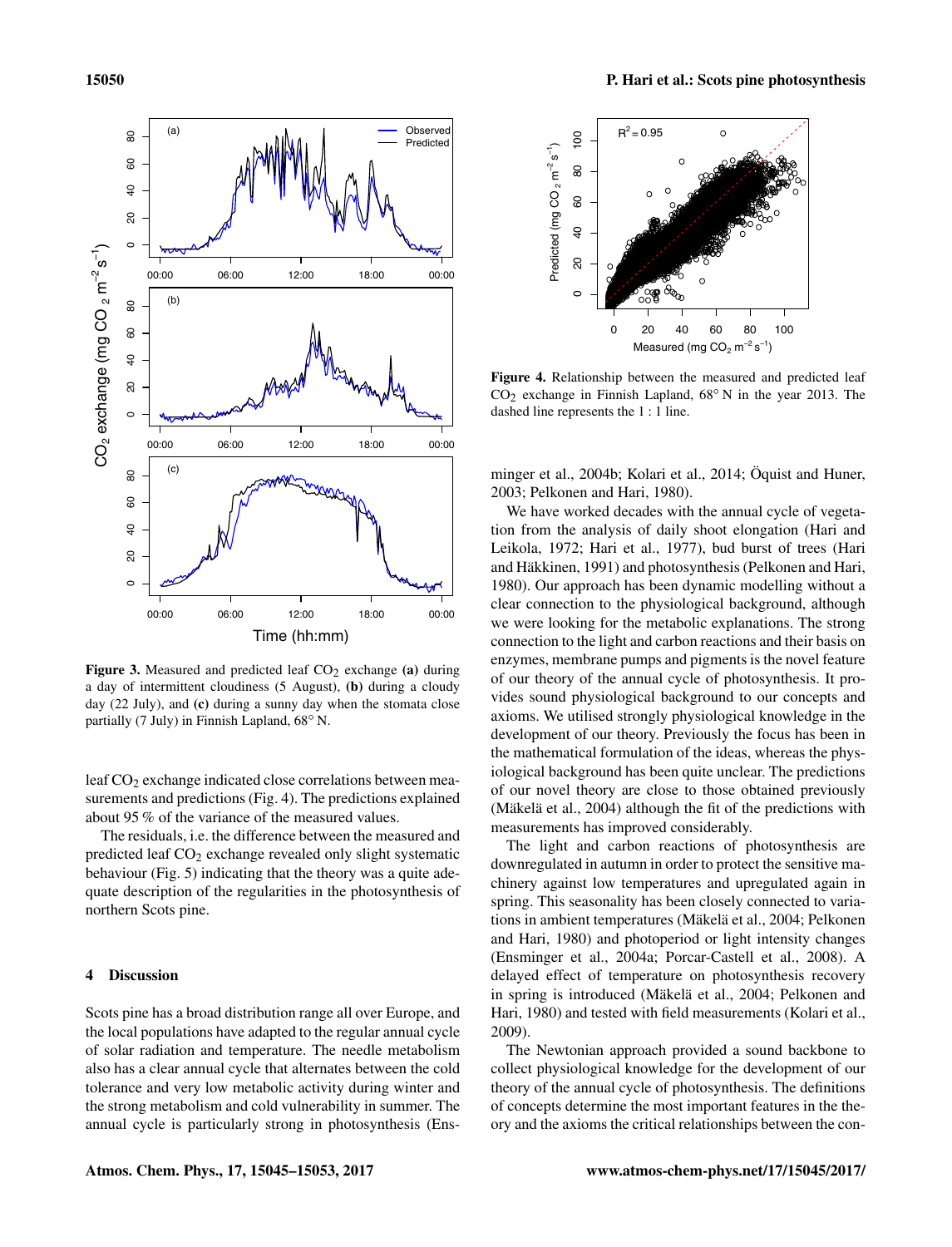Figure 3. Measured and predicted leaf $CO_2$ exchange **(a)** during a day of intermittent cloudiness (5 August), **(b)** during a cloudy day (22 July), and **(c)** during a sunny day when the stomata close partially (7 July) in Finnish Lapland, 68° N.

leaf $CO_2$ exchange indicated close correlations between measurements and predictions (Fig. 4). The predictions explained about 95 % of the variance of the measured values.

The residuals, i.e. the difference between the measured and predicted leaf $CO_2$ exchange revealed only slight systematic behaviour (Fig. 5) indicating that the theory was a quite adequate description of the regularities in the photosynthesis of northern Scots pine.

## 4 Discussion

Scots pine has a broad distribution range all over Europe, and the local populations have adapted to the regular annual cycle of solar radiation and temperature. The needle metabolism also has a clear annual cycle that alternates between the cold tolerance and very low metabolic activity during winter and the strong metabolism and cold vulnerability in summer. The annual cycle is particularly strong in photosynthesis (Ensminger et al., 2004b; Kolari et al., 2014; Öquist and Huner, 2003; Pelkonen and Hari, 1980).

We have worked decades with the annual cycle of vegetation from the analysis of daily shoot elongation (Hari and Leikola, 1972; Hari et al., 1977), bud burst of trees (Hari and Häkkinen, 1991) and photosynthesis (Pelkonen and Hari, 1980). Our approach has been dynamic modelling without a clear connection to the physiological background, although we were looking for the metabolic explanations. The strong connection to the light and carbon reactions and their basis on enzymes, membrane pumps and pigments is the novel feature of our theory of the annual cycle of photosynthesis. It provides sound physiological background to our concepts and axioms. We utilised strongly physiological knowledge in the development of our theory. Previously the focus has been in the mathematical formulation of the ideas, whereas the physiological background has been quite unclear. The predictions of our novel theory are close to those obtained previously (Mäkelä et al., 2004) although the fit of the predictions with measurements has improved considerably.

The light and carbon reactions of photosynthesis are downregulated in autumn in order to protect the sensitive machinery against low temperatures and upregulated again in spring. This seasonality has been closely connected to variations in ambient temperatures (Mäkelä et al., 2004; Pelkonen and Hari, 1980) and photoperiod or light intensity changes (Ensminger et al., 2004a; Porcar-Castell et al., 2008). A delayed effect of temperature on photosynthesis recovery in spring is introduced (Mäkelä et al., 2004; Pelkonen and Hari, 1980) and tested with field measurements (Kolari et al., 2009).

The Newtonian approach provided a sound backbone to collect physiological knowledge for the development of our theory of the annual cycle of photosynthesis. The definitions of concepts determine the most important features in the theory and the axioms the critical relationships between the con-

Figure 4. Relationship between the measured and predicted leaf $CO_2$ exchange in Finnish Lapland, 68° N in the year 2013. The dashed line represents the 1 : 1 line.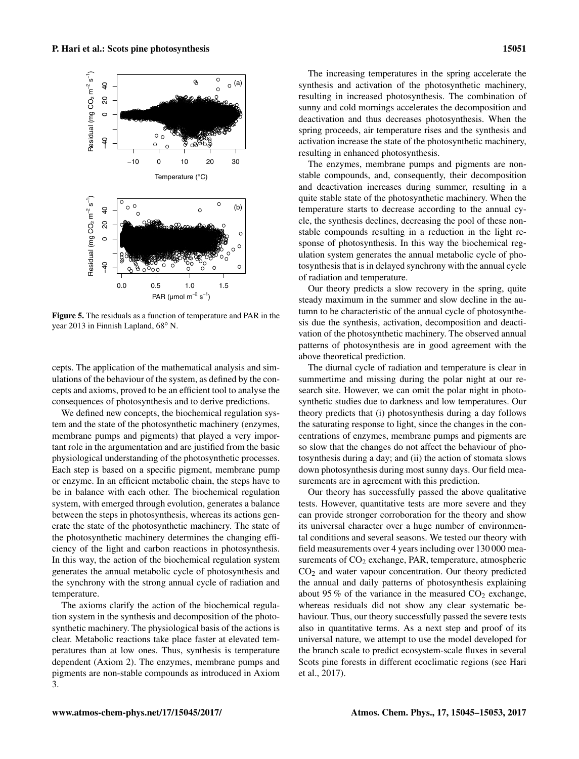Figure 5. The residuals as a function of temperature and PAR in the year 2013 in Finnish Lapland, 68° N.

cepts. The application of the mathematical analysis and simulations of the behaviour of the system, as defined by the concepts and axioms, proved to be an efficient tool to analyse the consequences of photosynthesis and to derive predictions.

We defined new concepts, the biochemical regulation system and the state of the photosynthetic machinery (enzymes, membrane pumps and pigments) that played a very important role in the argumentation and are justified from the basic physiological understanding of the photosynthetic processes. Each step is based on a specific pigment, membrane pump or enzyme. In an efficient metabolic chain, the steps have to be in balance with each other. The biochemical regulation system, with emerged through evolution, generates a balance between the steps in photosynthesis, whereas its actions generate the state of the photosynthetic machinery. The state of the photosynthetic machinery determines the changing efficiency of the light and carbon reactions in photosynthesis. In this way, the action of the biochemical regulation system generates the annual metabolic cycle of photosynthesis and the synchrony with the strong annual cycle of radiation and temperature.

The axioms clarify the action of the biochemical regulation system in the synthesis and decomposition of the photosynthetic machinery. The physiological basis of the actions is clear. Metabolic reactions take place faster at elevated temperatures than at low ones. Thus, synthesis is temperature dependent (Axiom 2). The enzymes, membrane pumps and pigments are non-stable compounds as introduced in Axiom 3.

The increasing temperatures in the spring accelerate the synthesis and activation of the photosynthetic machinery, resulting in increased photosynthesis. The combination of sunny and cold mornings accelerates the decomposition and deactivation and thus decreases photosynthesis. When the spring proceeds, air temperature rises and the synthesis and activation increase the state of the photosynthetic machinery, resulting in enhanced photosynthesis.

The enzymes, membrane pumps and pigments are non-stable compounds, and, consequently, their decomposition and deactivation increases during summer, resulting in a quite stable state of the photosynthetic machinery. When the temperature starts to decrease according to the annual cycle, the synthesis declines, decreasing the pool of these non-stable compounds resulting in a reduction in the light response of photosynthesis. In this way the biochemical regulation system generates the annual metabolic cycle of photosynthesis that is in delayed synchrony with the annual cycle of radiation and temperature.

Our theory predicts a slow recovery in the spring, quite steady maximum in the summer and slow decline in the autumn to be characteristic of the annual cycle of photosynthesis due the synthesis, activation, decomposition and deactivation of the photosynthetic machinery. The observed annual patterns of photosynthesis are in good agreement with the above theoretical prediction.

The diurnal cycle of radiation and temperature is clear in summertime and missing during the polar night at our research site. However, we can omit the polar night in photosynthetic studies due to darkness and low temperatures. Our theory predicts that (i) photosynthesis during a day follows the saturating response to light, since the changes in the concentrations of enzymes, membrane pumps and pigments are so slow that the changes do not affect the behaviour of photosynthesis during a day; and (ii) the action of stomata slows down photosynthesis during most sunny days. Our field measurements are in agreement with this prediction.

Our theory has successfully passed the above qualitative tests. However, quantitative tests are more severe and they can provide stronger corroboration for the theory and show its universal character over a huge number of environmental conditions and several seasons. We tested our theory with field measurements over 4 years including over 130 000 measurements of $CO_2$ exchange, PAR, temperature, atmospheric $CO_2$ and water vapour concentration. Our theory predicted the annual and daily patterns of photosynthesis explaining about 95 % of the variance in the measured $CO_2$ exchange, whereas residuals did not show any clear systematic behaviour. Thus, our theory successfully passed the severe tests also in quantitative terms. As a next step and proof of its universal nature, we attempt to use the model developed for the branch scale to predict ecosystem-scale fluxes in several Scots pine forests in different ecoclimatic regions (see Hari et al., 2017).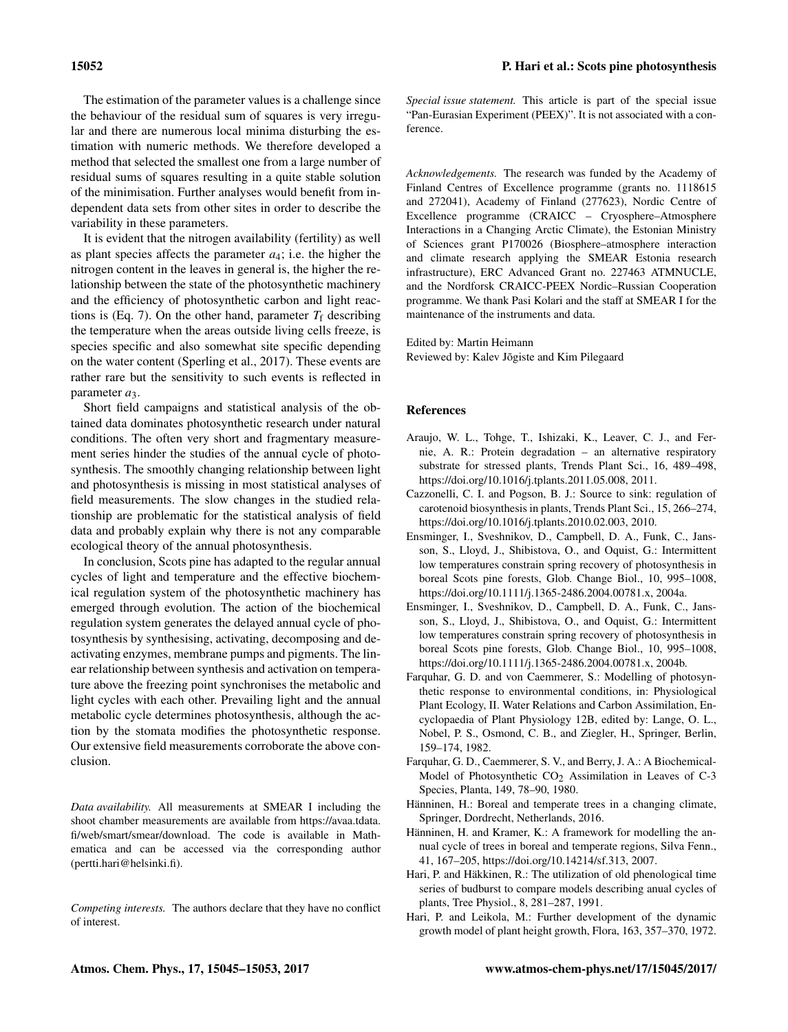The estimation of the parameter values is a challenge since the behaviour of the residual sum of squares is very irregular and there are numerous local minima disturbing the estimation with numeric methods. We therefore developed a method that selected the smallest one from a large number of residual sums of squares resulting in a quite stable solution of the minimisation. Further analyses would benefit from independent data sets from other sites in order to describe the variability in these parameters.

It is evident that the nitrogen availability (fertility) as well as plant species affects the parameter $a_4$; i.e. the higher the nitrogen content in the leaves in general is, the higher the relationship between the state of the photosynthetic machinery and the efficiency of photosynthetic carbon and light reactions is (Eq. 7). On the other hand, parameter $T_f$ describing the temperature when the areas outside living cells freeze, is species specific and also somewhat site specific depending on the water content (Sperling et al., 2017). These events are rather rare but the sensitivity to such events is reflected in parameter $a_3$.

Short field campaigns and statistical analysis of the obtained data dominates photosynthetic research under natural conditions. The often very short and fragmentary measurement series hinder the studies of the annual cycle of photosynthesis. The smoothly changing relationship between light and photosynthesis is missing in most statistical analyses of field measurements. The slow changes in the studied relationship are problematic for the statistical analysis of field data and probably explain why there is not any comparable ecological theory of the annual photosynthesis.

In conclusion, Scots pine has adapted to the regular annual cycles of light and temperature and the effective biochemical regulation system of the photosynthetic machinery has emerged through evolution. The action of the biochemical regulation system generates the delayed annual cycle of photosynthesis by synthesising, activating, decomposing and deactivating enzymes, membrane pumps and pigments. The linear relationship between synthesis and activation on temperature above the freezing point synchronises the metabolic and light cycles with each other. Prevailing light and the annual metabolic cycle determines photosynthesis, although the action by the stomata modifies the photosynthetic response. Our extensive field measurements corroborate the above conclusion.

*Data availability.* All measurements at SMEAR I including the shoot chamber measurements are available from https://avaa.tdata.fi/web/smart/smear/download. The code is available in Mathematica and can be accessed via the corresponding author (pertti.hari@helsinki.fi).

*Competing interests.* The authors declare that they have no conflict of interest.

*Special issue statement.* This article is part of the special issue "Pan-Eurasian Experiment (PEEX)". It is not associated with a conference.

*Acknowledgements.* The research was funded by the Academy of Finland Centres of Excellence programme (grants no. 1118615 and 272041), Academy of Finland (277623), Nordic Centre of Excellence programme (CRAICC – Cryosphere–Atmosphere Interactions in a Changing Arctic Climate), the Estonian Ministry of Sciences grant P170026 (Biosphere–atmosphere interaction and climate research applying the SMEAR Estonia research infrastructure), ERC Advanced Grant no. 227463 ATMNUCLE, and the Nordforsk CRAICC-PEEX Nordic–Russian Cooperation programme. We thank Pasi Kolari and the staff at SMEAR I for the maintenance of the instruments and data.

Edited by: Martin Heimann
Reviewed by: Kalev Jõgiste and Kim Pilegaard

## References

- Araujo, W. L., Tohge, T., Ishizaki, K., Leaver, C. J., and Fernie, A. R.: Protein degradation – an alternative respiratory substrate for stressed plants, Trends Plant Sci., 16, 489–498, https://doi.org/10.1016/j.tplants.2011.05.008, 2011.
- Cazzonelli, C. I. and Pogson, B. J.: Source to sink: regulation of carotenoid biosynthesis in plants, Trends Plant Sci., 15, 266–274, https://doi.org/10.1016/j.tplants.2010.02.003, 2010.
- Ensminger, I., Sveshnikov, D., Campbell, D. A., Funk, C., Jansson, S., Lloyd, J., Shibistova, O., and Oquist, G.: Intermittent low temperatures constrain spring recovery of photosynthesis in boreal Scots pine forests, Glob. Change Biol., 10, 995–1008, https://doi.org/10.1111/j.1365-2486.2004.00781.x, 2004a.
- Ensminger, I., Sveshnikov, D., Campbell, D. A., Funk, C., Jansson, S., Lloyd, J., Shibistova, O., and Oquist, G.: Intermittent low temperatures constrain spring recovery of photosynthesis in boreal Scots pine forests, Glob. Change Biol., 10, 995–1008, https://doi.org/10.1111/j.1365-2486.2004.00781.x, 2004b.
- Farquhar, G. D. and von Caemmerer, S.: Modelling of photosynthetic response to environmental conditions, in: Physiological Plant Ecology, II. Water Relations and Carbon Assimilation, Encyclopaedia of Plant Physiology 12B, edited by: Lange, O. L., Nobel, P. S., Osmond, C. B., and Ziegler, H., Springer, Berlin, 159–174, 1982.
- Farquhar, G. D., Caemmerer, S. V., and Berry, J. A.: A Biochemical-Model of Photosynthetic $CO_2$ Assimilation in Leaves of C-3 Species, Planta, 149, 78–90, 1980.
- Hänninen, H.: Boreal and temperate trees in a changing climate, Springer, Dordrecht, Netherlands, 2016.
- Hänninen, H. and Kramer, K.: A framework for modelling the annual cycle of trees in boreal and temperate regions, Silva Fenn., 41, 167–205, https://doi.org/10.14214/sf.313, 2007.
- Hari, P. and Häkkinen, R.: The utilization of old phenological time series of budburst to compare models describing anual cycles of plants, Tree Physiol., 8, 281–287, 1991.
- Hari, P. and Leikola, M.: Further development of the dynamic growth model of plant height growth, Flora, 163, 357–370, 1972.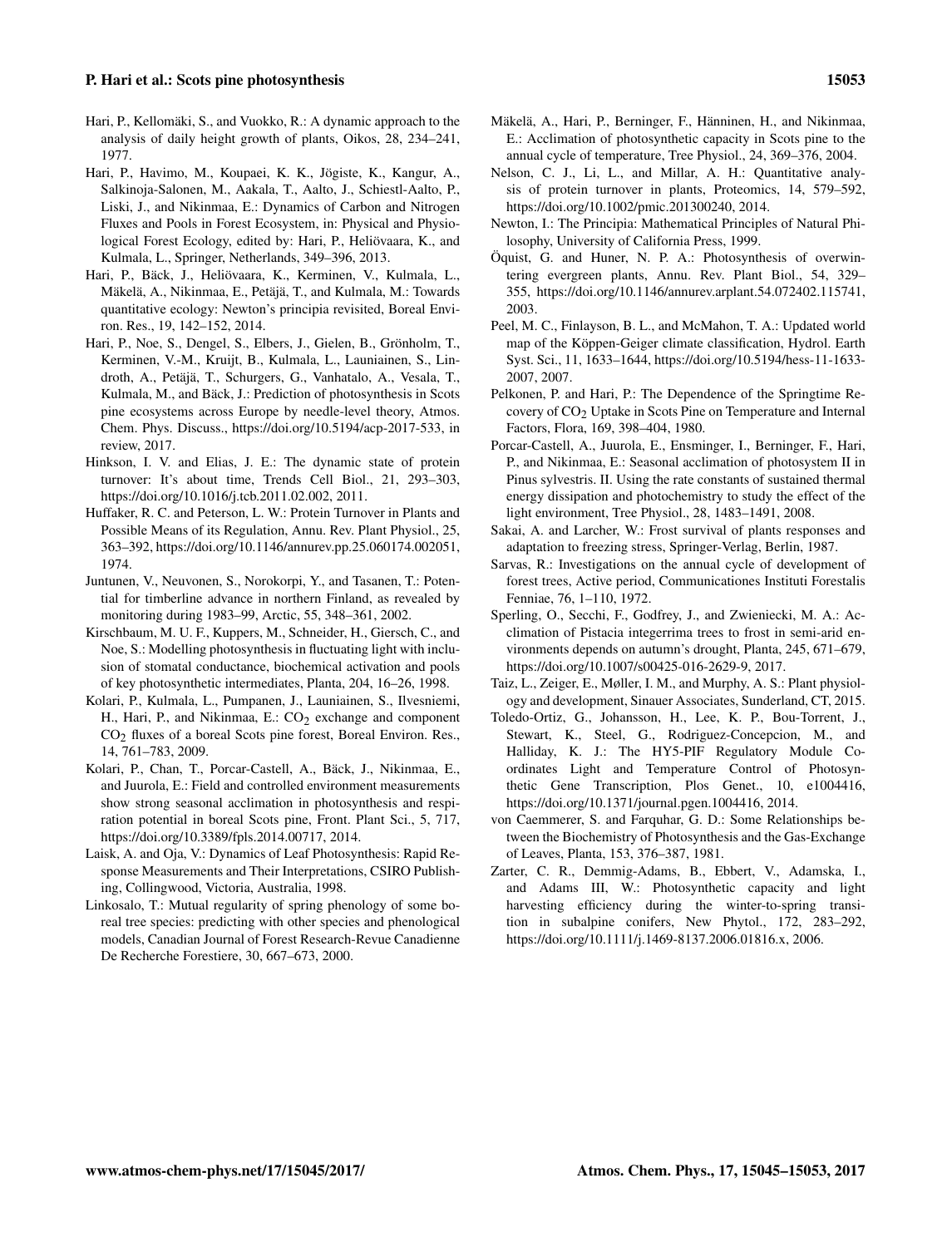Hari, P., Kellomäki, S., and Vuokko, R.: A dynamic approach to the analysis of daily height growth of plants, Oikos, 28, 234–241, 1977.

Hari, P., Havimo, M., Koupaei, K. K., Jögiste, K., Kangur, A., Salkinoja-Salonen, M., Aakala, T., Aalto, J., Schiestl-Aalto, P., Liski, J., and Nikinmaa, E.: Dynamics of Carbon and Nitrogen Fluxes and Pools in Forest Ecosystem, in: Physical and Physiological Forest Ecology, edited by: Hari, P., Heliövaara, K., and Kulmala, L., Springer, Netherlands, 349–396, 2013.

Hari, P., Bäck, J., Heliövaara, K., Kerminen, V., Kulmala, L., Mäkelä, A., Nikinmaa, E., Petäjä, T., and Kulmala, M.: Towards quantitative ecology: Newton's principia revisited, Boreal Environ. Res., 19, 142–152, 2014.

Hari, P., Noe, S., Dengel, S., Elbers, J., Gielen, B., Grönholm, T., Kerminen, V.-M., Kruijt, B., Kulmala, L., Launiainen, S., Lindroth, A., Petäjä, T., Schurgers, G., Vanhatalo, A., Vesala, T., Kulmala, M., and Bäck, J.: Prediction of photosynthesis in Scots pine ecosystems across Europe by needle-level theory, Atmos. Chem. Phys. Discuss., https://doi.org/10.5194/acp-2017-533, in review, 2017.

Hinkson, I. V. and Elias, J. E.: The dynamic state of protein turnover: It's about time, Trends Cell Biol., 21, 293–303, https://doi.org/10.1016/j.tcb.2011.02.002, 2011.

Huffaker, R. C. and Peterson, L. W.: Protein Turnover in Plants and Possible Means of its Regulation, Annu. Rev. Plant Physiol., 25, 363–392, https://doi.org/10.1146/annurev.pp.25.060174.002051, 1974.

Juntunen, V., Neuvonen, S., Norokorpi, Y., and Tasanen, T.: Potential for timberline advance in northern Finland, as revealed by monitoring during 1983–99, Arctic, 55, 348–361, 2002.

Kirschbaum, M. U. F., Kuppers, M., Schneider, H., Giersch, C., and Noe, S.: Modelling photosynthesis in fluctuating light with inclusion of stomatal conductance, biochemical activation and pools of key photosynthetic intermediates, Planta, 204, 16–26, 1998.

Kolari, P., Kulmala, L., Pumpanen, J., Launiainen, S., Ilvesniemi, H., Hari, P., and Nikinmaa, E.: $CO_2$ exchange and component $CO_2$ fluxes of a boreal Scots pine forest, Boreal Environ. Res., 14, 761–783, 2009.

Kolari, P., Chan, T., Porcar-Castell, A., Bäck, J., Nikinmaa, E., and Juurola, E.: Field and controlled environment measurements show strong seasonal acclimation in photosynthesis and respiration potential in boreal Scots pine, Front. Plant Sci., 5, 717, https://doi.org/10.3389/fpls.2014.00717, 2014.

Laisk, A. and Oja, V.: Dynamics of Leaf Photosynthesis: Rapid Response Measurements and Their Interpretations, CSIRO Publishing, Collingwood, Victoria, Australia, 1998.

Linkosalo, T.: Mutual regularity of spring phenology of some boreal tree species: predicting with other species and phenological models, Canadian Journal of Forest Research-Revue Canadienne De Recherche Forestiere, 30, 667–673, 2000.

Mäkelä, A., Hari, P., Berninger, F., Hänninen, H., and Nikinmaa, E.: Acclimation of photosynthetic capacity in Scots pine to the annual cycle of temperature, Tree Physiol., 24, 369–376, 2004.

Nelson, C. J., Li, L., and Millar, A. H.: Quantitative analysis of protein turnover in plants, Proteomics, 14, 579–592, https://doi.org/10.1002/pmic.201300240, 2014.

Newton, I.: The Principia: Mathematical Principles of Natural Philosophy, University of California Press, 1999.

Öquist, G. and Huner, N. P. A.: Photosynthesis of overwintering evergreen plants, Annu. Rev. Plant Biol., 54, 329–355, https://doi.org/10.1146/annurev.arplant.54.072402.115741, 2003.

Peel, M. C., Finlayson, B. L., and McMahon, T. A.: Updated world map of the Köppen-Geiger climate classification, Hydrol. Earth Syst. Sci., 11, 1633–1644, https://doi.org/10.5194/hess-11-1633-2007, 2007.

Pelkonen, P. and Hari, P.: The Dependence of the Springtime Recovery of $CO_2$ Uptake in Scots Pine on Temperature and Internal Factors, Flora, 169, 398–404, 1980.

Porcar-Castell, A., Juurola, E., Ensminger, I., Berninger, F., Hari, P., and Nikinmaa, E.: Seasonal acclimation of photosystem II in Pinus sylvestris. II. Using the rate constants of sustained thermal energy dissipation and photochemistry to study the effect of the light environment, Tree Physiol., 28, 1483–1491, 2008.

Sakai, A. and Larcher, W.: Frost survival of plants responses and adaptation to freezing stress, Springer-Verlag, Berlin, 1987.

Sarvas, R.: Investigations on the annual cycle of development of forest trees, Active period, Communicationes Instituti Forestalis Fenniae, 76, 1–110, 1972.

Sperling, O., Secchi, F., Godfrey, J., and Zwieniecki, M. A.: Acclimation of Pistacia integerrima trees to frost in semi-arid environments depends on autumn's drought, Planta, 245, 671–679, https://doi.org/10.1007/s00425-016-2629-9, 2017.

Taiz, L., Zeiger, E., Møller, I. M., and Murphy, A. S.: Plant physiology and development, Sinauer Associates, Sunderland, CT, 2015.

Toledo-Ortiz, G., Johansson, H., Lee, K. P., Bou-Torrent, J., Stewart, K., Steel, G., Rodriguez-Concepcion, M., and Halliday, K. J.: The HY5-PIF Regulatory Module Coordinates Light and Temperature Control of Photosynthetic Gene Transcription, Plos Genet., 10, e1004416, https://doi.org/10.1371/journal.pgen.1004416, 2014.

von Caemmerer, S. and Farquhar, G. D.: Some Relationships between the Biochemistry of Photosynthesis and the Gas-Exchange of Leaves, Planta, 153, 376–387, 1981.

Zarter, C. R., Demmig-Adams, B., Ebbert, V., Adamska, I., and Adams III, W.: Photosynthetic capacity and light harvesting efficiency during the winter-to-spring transition in subalpine conifers, New Phytol., 172, 283–292, https://doi.org/10.1111/j.1469-8137.2006.01816.x, 2006.